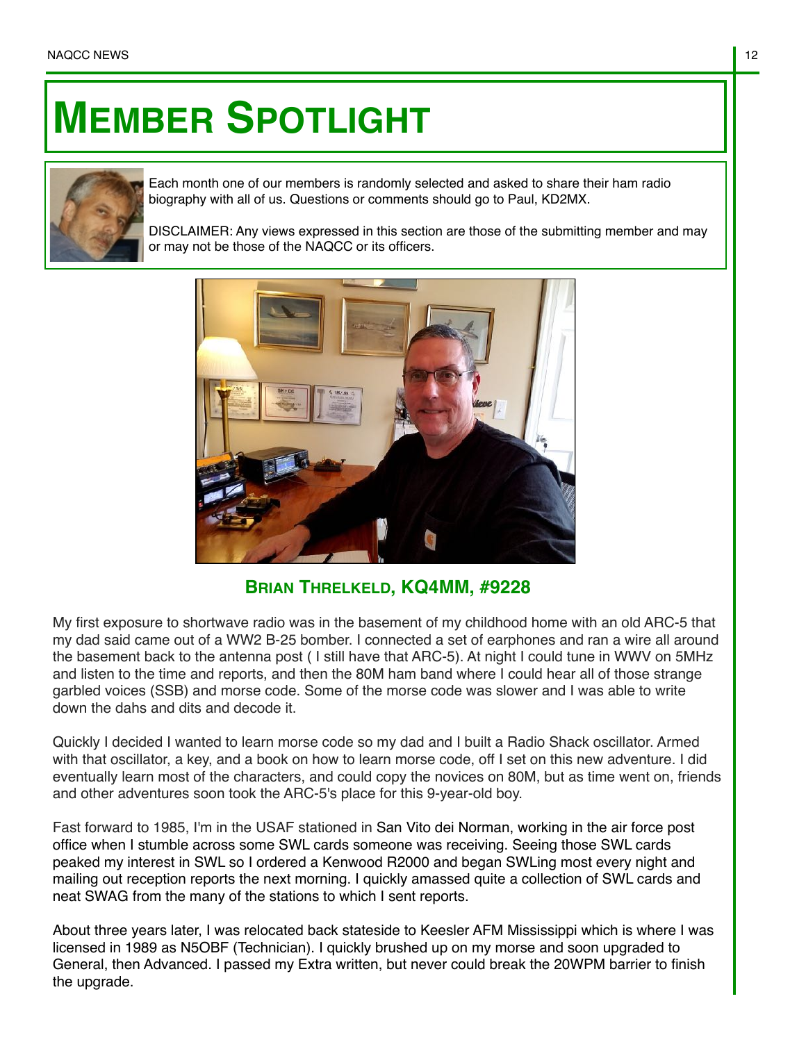# MEMBER SPOTLIGHT

Each month one of our members is randomly selected and asked to share their ham radio biography with all of us. Questions or comments should go to Paul, KD2MX.

DISCLAIMER: Any views expressed in this section are those of the submitting member and may or may not be those of the NAQCC or its officers.

## BRIAN THRELKELD, KQ4MM, #9228

My first exposure to shortwave radio was in the basement of my childhood home with an old ARC-5 that my dad said came out of a WW2 B-25 bomber. I connected a set of earphones and ran a wire all around the basement back to the antenna post ( I still have that ARC-5). At night I could tune in WWV on 5MHz and listen to the time and reports, and then the 80M ham band where I could hear all of those strange garbled voices (SSB) and morse code. Some of the morse code was slower and I was able to write down the dahs and dits and decode it.

Quickly I decided I wanted to learn morse code so my dad and I built a Radio Shack oscillator. Armed with that oscillator, a key, and a book on how to learn morse code, off I set on this new adventure. I did eventually learn most of the characters, and could copy the novices on 80M, but as time went on, friends and other adventures soon took the ARC-5's place for this 9-year-old boy.

Fast forward to 1985, I'm in the USAF stationed in San Vito dei Norman, working in the air force post office when I stumble across some SWL cards someone was receiving. Seeing those SWL cards peaked my interest in SWL so I ordered a Kenwood R2000 and began SWLing most every night and mailing out reception reports the next morning. I quickly amassed quite a collection of SWL cards and neat SWAG from the many of the stations to which I sent reports.

About three years later, I was relocated back stateside to Keesler AFM Mississippi which is where I was licensed in 1989 as N5OBF (Technician). I quickly brushed up on my morse and soon upgraded to General, then Advanced. I passed my Extra written, but never could break the 20WPM barrier to finish the upgrade.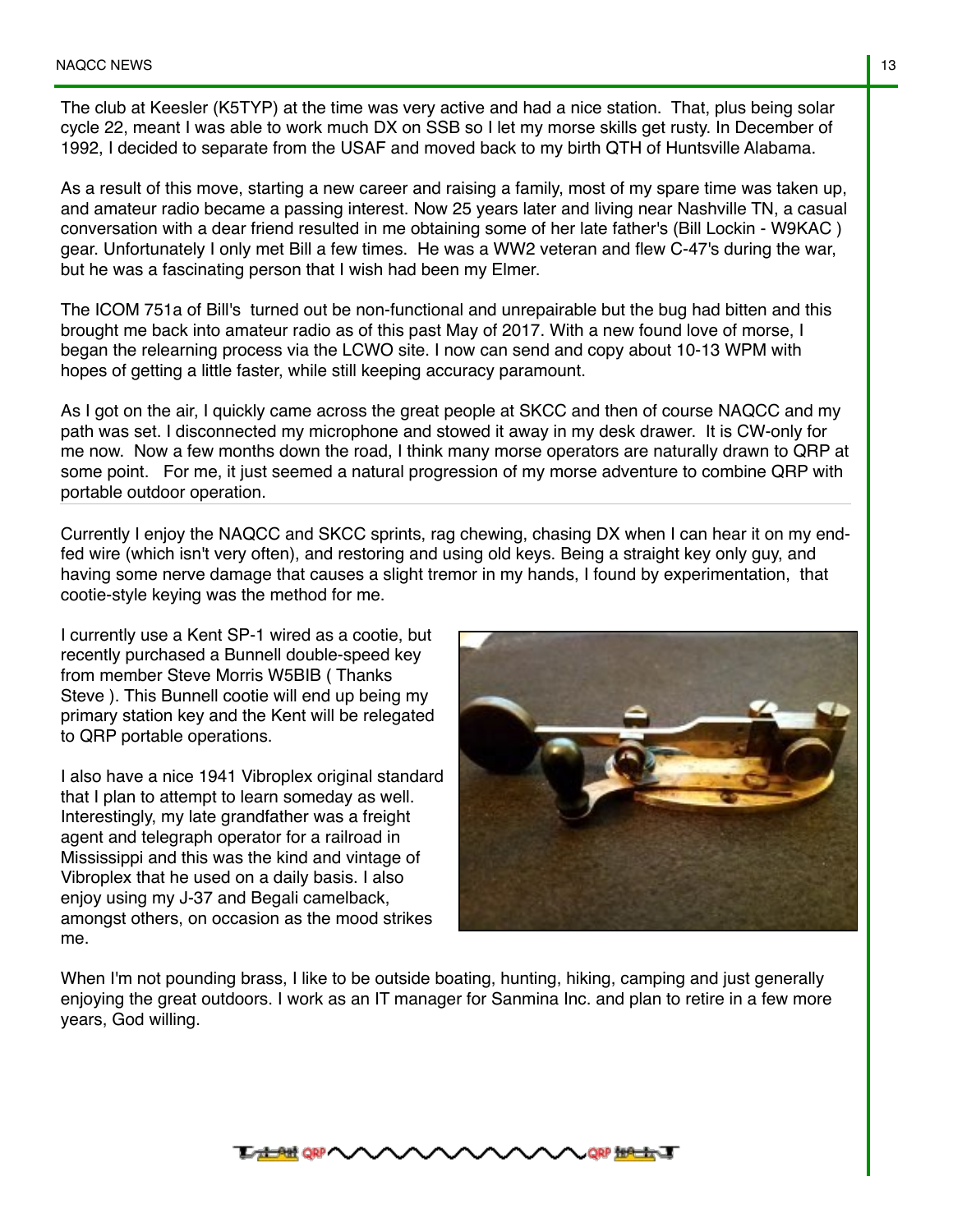The club at Keesler (K5TYP) at the time was very active and had a nice station. That, plus being solar cycle 22, meant I was able to work much DX on SSB so I let my morse skills get rusty. In December of 1992, I decided to separate from the USAF and moved back to my birth QTH of Huntsville Alabama.

As a result of this move, starting a new career and raising a family, most of my spare time was taken up, and amateur radio became a passing interest. Now 25 years later and living near Nashville TN, a casual conversation with a dear friend resulted in me obtaining some of her late father's (Bill Lockin - W9KAC ) gear. Unfortunately I only met Bill a few times. He was a WW2 veteran and flew C-47's during the war, but he was a fascinating person that I wish had been my Elmer.

The ICOM 751a of Bill's turned out be non-functional and unrepairable but the bug had bitten and this brought me back into amateur radio as of this past May of 2017. With a new found love of morse, I began the relearning process via the LCWO site. I now can send and copy about 10-13 WPM with hopes of getting a little faster, while still keeping accuracy paramount.

As I got on the air, I quickly came across the great people at SKCC and then of course NAQCC and my path was set. I disconnected my microphone and stowed it away in my desk drawer. It is CW-only for me now. Now a few months down the road, I think many morse operators are naturally drawn to QRP at some point. For me, it just seemed a natural progression of my morse adventure to combine QRP with portable outdoor operation.

Currently I enjoy the NAQCC and SKCC sprints, rag chewing, chasing DX when I can hear it on my end-fed wire (which isn't very often), and restoring and using old keys. Being a straight key only guy, and having some nerve damage that causes a slight tremor in my hands, I found by experimentation, that cootie-style keying was the method for me.

I currently use a Kent SP-1 wired as a cootie, but recently purchased a Bunnell double-speed key from member Steve Morris W5BIB ( Thanks Steve ). This Bunnell cootie will end up being my primary station key and the Kent will be relegated to QRP portable operations.

I also have a nice 1941 Vibroplex original standard that I plan to attempt to learn someday as well. Interestingly, my late grandfather was a freight agent and telegraph operator for a railroad in Mississippi and this was the kind and vintage of Vibroplex that he used on a daily basis. I also enjoy using my J-37 and Begali camelback, amongst others, on occasion as the mood strikes me.

When I'm not pounding brass, I like to be outside boating, hunting, hiking, camping and just generally enjoying the great outdoors. I work as an IT manager for Sanmina Inc. and plan to retire in a few more years, God willing.